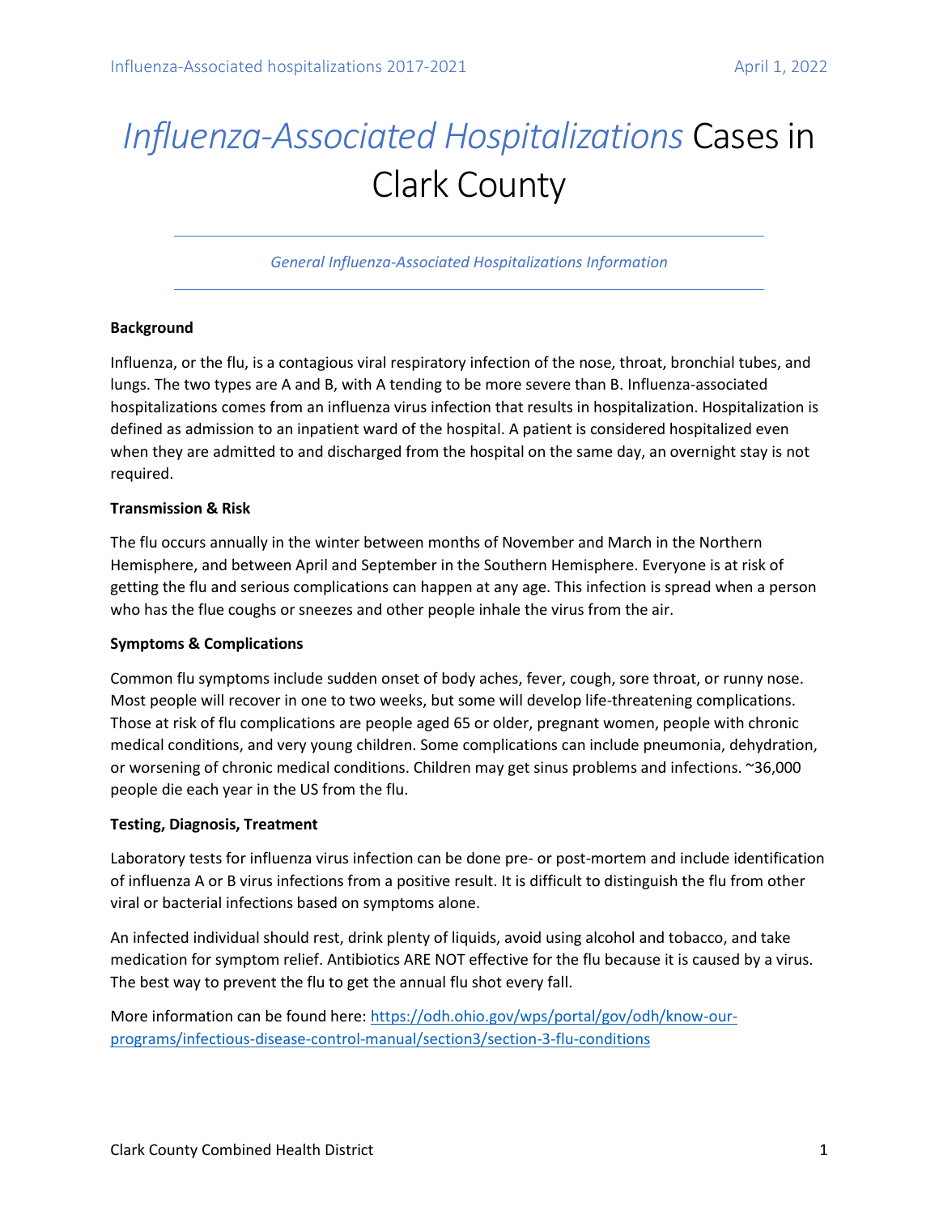# *Influenza-Associated Hospitalizations* Cases in Clark County

*General Influenza-Associated Hospitalizations Information*

**Background**

Influenza, or the flu, is a contagious viral respiratory infection of the nose, throat, bronchial tubes, and lungs. The two types are A and B, with A tending to be more severe than B. Influenza-associated hospitalizations comes from an influenza virus infection that results in hospitalization. Hospitalization is defined as admission to an inpatient ward of the hospital. A patient is considered hospitalized even when they are admitted to and discharged from the hospital on the same day, an overnight stay is not required.

**Transmission & Risk**

The flu occurs annually in the winter between months of November and March in the Northern Hemisphere, and between April and September in the Southern Hemisphere. Everyone is at risk of getting the flu and serious complications can happen at any age. This infection is spread when a person who has the flue coughs or sneezes and other people inhale the virus from the air.

**Symptoms & Complications**

Common flu symptoms include sudden onset of body aches, fever, cough, sore throat, or runny nose. Most people will recover in one to two weeks, but some will develop life-threatening complications. Those at risk of flu complications are people aged 65 or older, pregnant women, people with chronic medical conditions, and very young children. Some complications can include pneumonia, dehydration, or worsening of chronic medical conditions. Children may get sinus problems and infections. ~36,000 people die each year in the US from the flu.

**Testing, Diagnosis, Treatment**

Laboratory tests for influenza virus infection can be done pre- or post-mortem and include identification of influenza A or B virus infections from a positive result. It is difficult to distinguish the flu from other viral or bacterial infections based on symptoms alone.

An infected individual should rest, drink plenty of liquids, avoid using alcohol and tobacco, and take medication for symptom relief. Antibiotics ARE NOT effective for the flu because it is caused by a virus. The best way to prevent the flu to get the annual flu shot every fall.

More information can be found here: [https://odh.ohio.gov/wps/portal/gov/odh/know-our-programs/infectious-disease-control-manual/section3/section-3-flu-conditions](https://odh.ohio.gov/wps/portal/gov/odh/know-our-programs/infectious-disease-control-manual/section3/section-3-flu-conditions)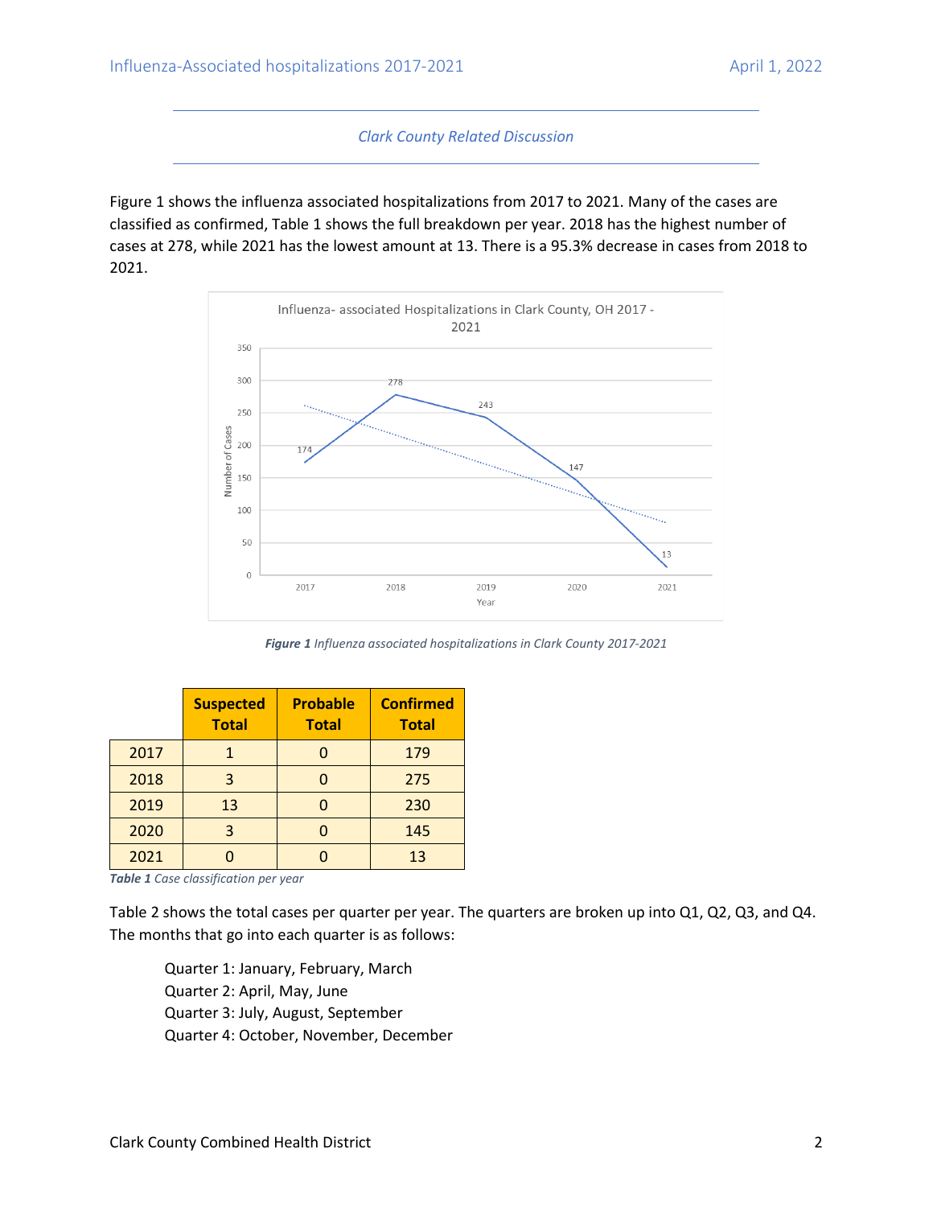*Clark County Related Discussion*

Figure 1 shows the influenza associated hospitalizations from 2017 to 2021. Many of the cases are classified as confirmed, Table 1 shows the full breakdown per year. 2018 has the highest number of cases at 278, while 2021 has the lowest amount at 13. There is a 95.3% decrease in cases from 2018 to 2021.

***Figure 1*** *Influenza associated hospitalizations in Clark County 2017-2021*

| | Suspected Total | Probable Total | Confirmed Total |
|---|---|---|---|
| 2017 | 1 | 0 | 179 |
| 2018 | 3 | 0 | 275 |
| 2019 | 13 | 0 | 230 |
| 2020 | 3 | 0 | 145 |
| 2021 | 0 | 0 | 13 |

***Table 1*** *Case classification per year*

Table 2 shows the total cases per quarter per year. The quarters are broken up into Q1, Q2, Q3, and Q4. The months that go into each quarter is as follows:

Quarter 1: January, February, March
Quarter 2: April, May, June
Quarter 3: July, August, September
Quarter 4: October, November, December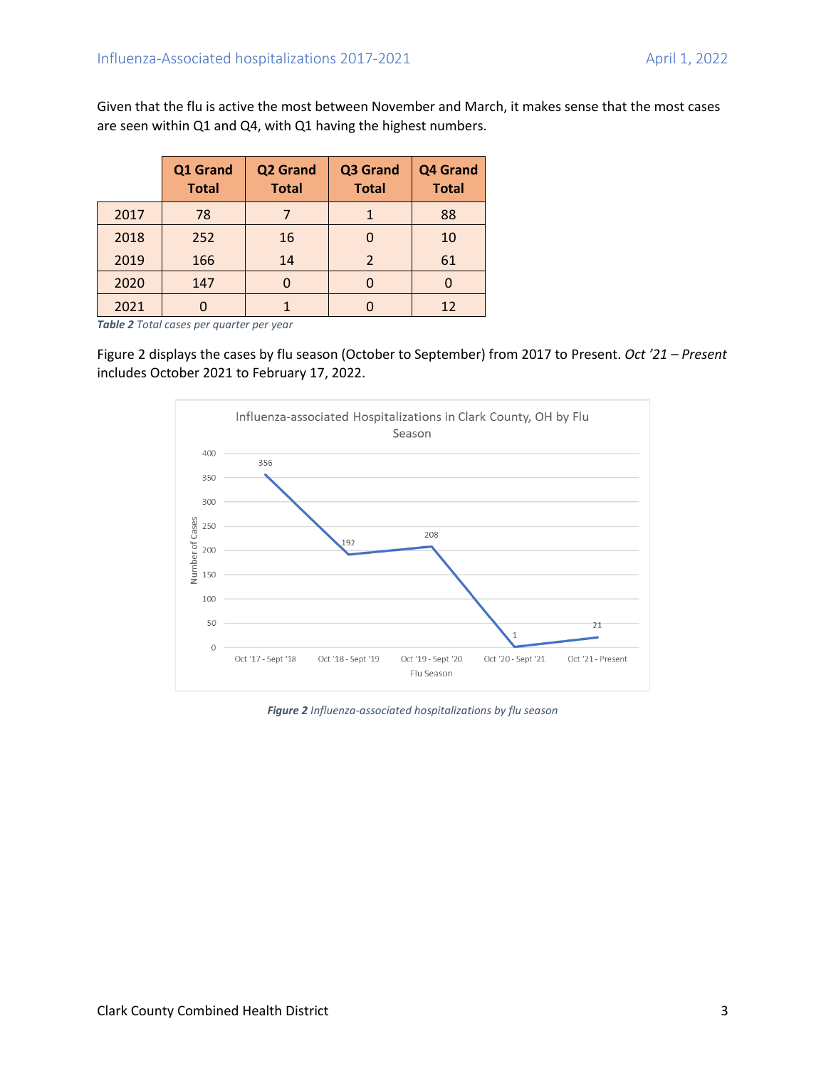Given that the flu is active the most between November and March, it makes sense that the most cases are seen within Q1 and Q4, with Q1 having the highest numbers.

| | Q1 Grand Total | Q2 Grand Total | Q3 Grand Total | Q4 Grand Total |
|---|---|---|---|---|
| 2017 | 78 | 7 | 1 | 88 |
| 2018 | 252 | 16 | 0 | 10 |
| 2019 | 166 | 14 | 2 | 61 |
| 2020 | 147 | 0 | 0 | 0 |
| 2021 | 0 | 1 | 0 | 12 |

***Table 2*** *Total cases per quarter per year*

Figure 2 displays the cases by flu season (October to September) from 2017 to Present. *Oct '21 – Present* includes October 2021 to February 17, 2022.

Influenza-associated Hospitalizations in Clark County, OH by Flu Season

Number of Cases

400
350
300
250
200
150
100
50
0

356
192
208
1
21

Oct '17 - Sept '18
Oct '18 - Sept '19
Oct '19 - Sept '20
Oct '20 - Sept '21
Oct '21 - Present

Flu Season

***Figure 2*** *Influenza-associated hospitalizations by flu season*